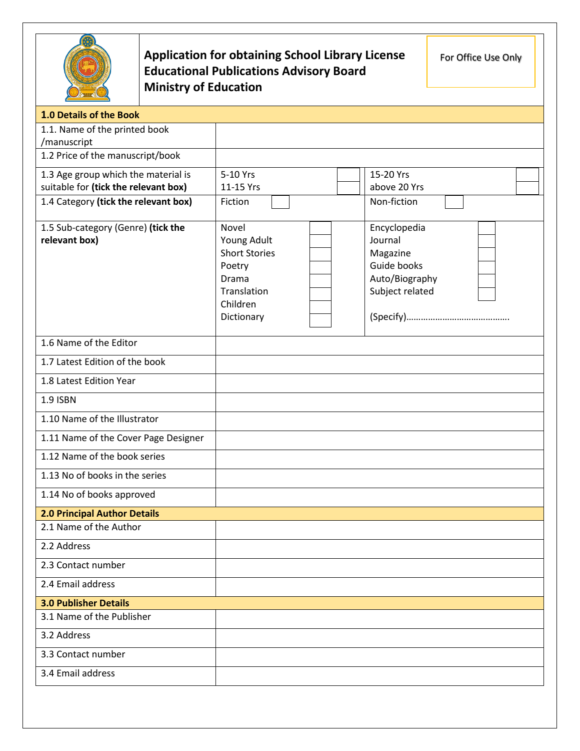# Application for obtaining School Library License
## Educational Publications Advisory Board
## Ministry of Education

For Office Use Only

| **1.0 Details of the Book** | | | | |
|---|---|---|---|---|
| 1.1. Name of the printed book /manuscript | | | | |
| 1.2 Price of the manuscript/book | | | | |
| 1.3 Age group which the material is suitable for **(tick the relevant box)** | 5-10 Yrs | ☐ | 15-20 Yrs | ☐ |
| | 11-15 Yrs | ☐ | above 20 Yrs | ☐ |
| 1.4 Category **(tick the relevant box)** | Fiction | ☐ | Non-fiction | ☐ |
| 1.5 Sub-category (Genre) **(tick the relevant box)** | Novel | ☐ | Encyclopedia | ☐ |
| | Young Adult | ☐ | Journal | ☐ |
| | Short Stories | ☐ | Magazine | ☐ |
| | Poetry | ☐ | Guide books | ☐ |
| | Drama | ☐ | Auto/Biography | ☐ |
| | Translation | ☐ | Subject related | ☐ |
| | Children | ☐ | | |
| | Dictionary | ☐ | (Specify)…………………………………… | |
| 1.6 Name of the Editor | | | | |
| 1.7 Latest Edition of the book | | | | |
| 1.8 Latest Edition Year | | | | |
| 1.9 ISBN | | | | |
| 1.10 Name of the Illustrator | | | | |
| 1.11 Name of the Cover Page Designer | | | | |
| 1.12 Name of the book series | | | | |
| 1.13 No of books in the series | | | | |
| 1.14 No of books approved | | | | |
| **2.0 Principal Author Details** | | | | |
| 2.1 Name of the Author | | | | |
| 2.2 Address | | | | |
| 2.3 Contact number | | | | |
| 2.4 Email address | | | | |
| **3.0 Publisher Details** | | | | |
| 3.1 Name of the Publisher | | | | |
| 3.2 Address | | | | |
| 3.3 Contact number | | | | |
| 3.4 Email address | | | | |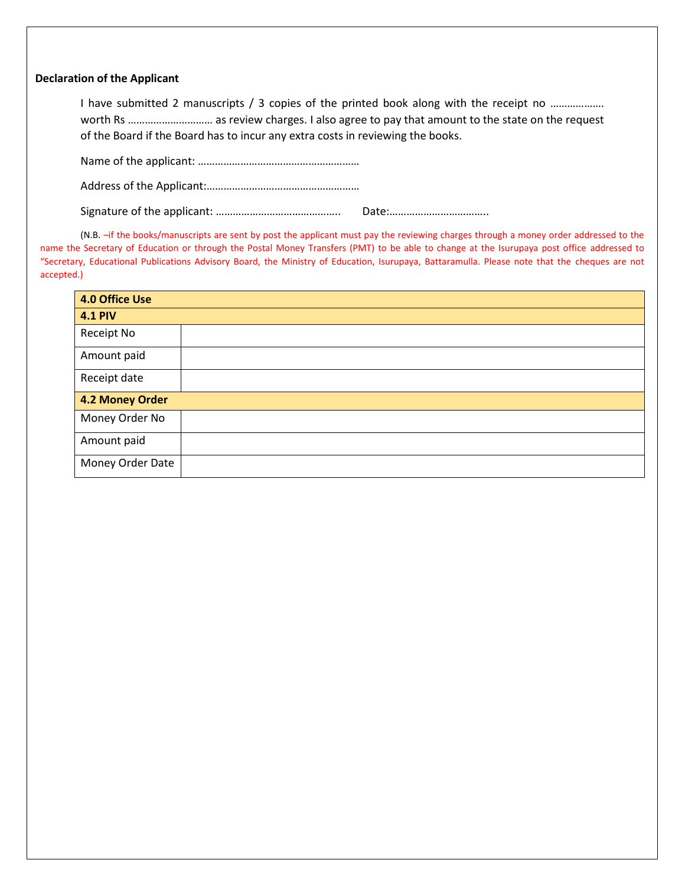**Declaration of the Applicant**

I have submitted 2 manuscripts / 3 copies of the printed book along with the receipt no ………………. worth Rs ……………………….. as review charges. I also agree to pay that amount to the state on the request of the Board if the Board has to incur any extra costs in reviewing the books.

Name of the applicant: …………………………………………………

Address of the Applicant:………………………………………………

Signature of the applicant: …………………………………….. Date:……………………………..

(N.B. –if the books/manuscripts are sent by post the applicant must pay the reviewing charges through a money order addressed to the name the Secretary of Education or through the Postal Money Transfers (PMT) to be able to change at the Isurupaya post office addressed to "Secretary, Educational Publications Advisory Board, the Ministry of Education, Isurupaya, Battaramulla. Please note that the cheques are not accepted.)

| **4.0 Office Use** | |
|---|---|
| **4.1 PIV** | |
| Receipt No | |
| Amount paid | |
| Receipt date | |
| **4.2 Money Order** | |
| Money Order No | |
| Amount paid | |
| Money Order Date | |